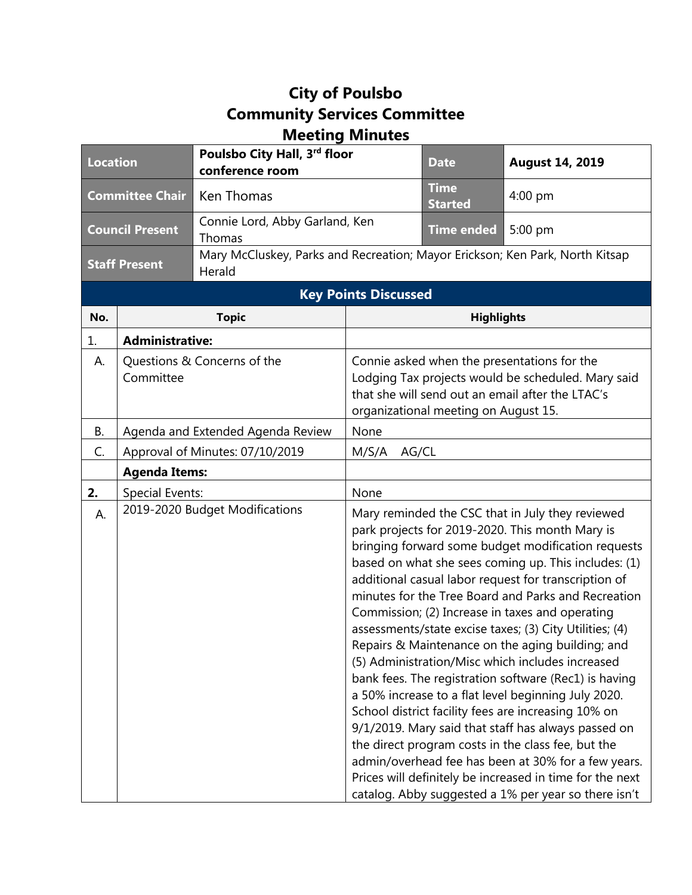# City of Poulsbo
# Community Services Committee
# Meeting Minutes

| Location | Poulsbo City Hall, 3rd floor conference room | Date | August 14, 2019 |
|---|---|---|---|
| Committee Chair | Ken Thomas | Time Started | 4:00 pm |
| Council Present | Connie Lord, Abby Garland, Ken Thomas | Time ended | 5:00 pm |
| Staff Present | Mary McCluskey, Parks and Recreation; Mayor Erickson; Ken Park, North Kitsap Herald | | |

## Key Points Discussed

| No. | Topic | Highlights |
|---|---|---|
| 1. | **Administrative:** | |
| A. | Questions & Concerns of the Committee | Connie asked when the presentations for the Lodging Tax projects would be scheduled. Mary said that she will send out an email after the LTAC's organizational meeting on August 15. |
| B. | Agenda and Extended Agenda Review | None |
| C. | Approval of Minutes: 07/10/2019 | M/S/A AG/CL |
| | **Agenda Items:** | |
| **2.** | Special Events: | None |
| A. | 2019-2020 Budget Modifications | Mary reminded the CSC that in July they reviewed park projects for 2019-2020. This month Mary is bringing forward some budget modification requests based on what she sees coming up. This includes: (1) additional casual labor request for transcription of minutes for the Tree Board and Parks and Recreation Commission; (2) Increase in taxes and operating assessments/state excise taxes; (3) City Utilities; (4) Repairs & Maintenance on the aging building; and (5) Administration/Misc which includes increased bank fees. The registration software (Rec1) is having a 50% increase to a flat level beginning July 2020. School district facility fees are increasing 10% on 9/1/2019. Mary said that staff has always passed on the direct program costs in the class fee, but the admin/overhead fee has been at 30% for a few years. Prices will definitely be increased in time for the next catalog. Abby suggested a 1% per year so there isn't |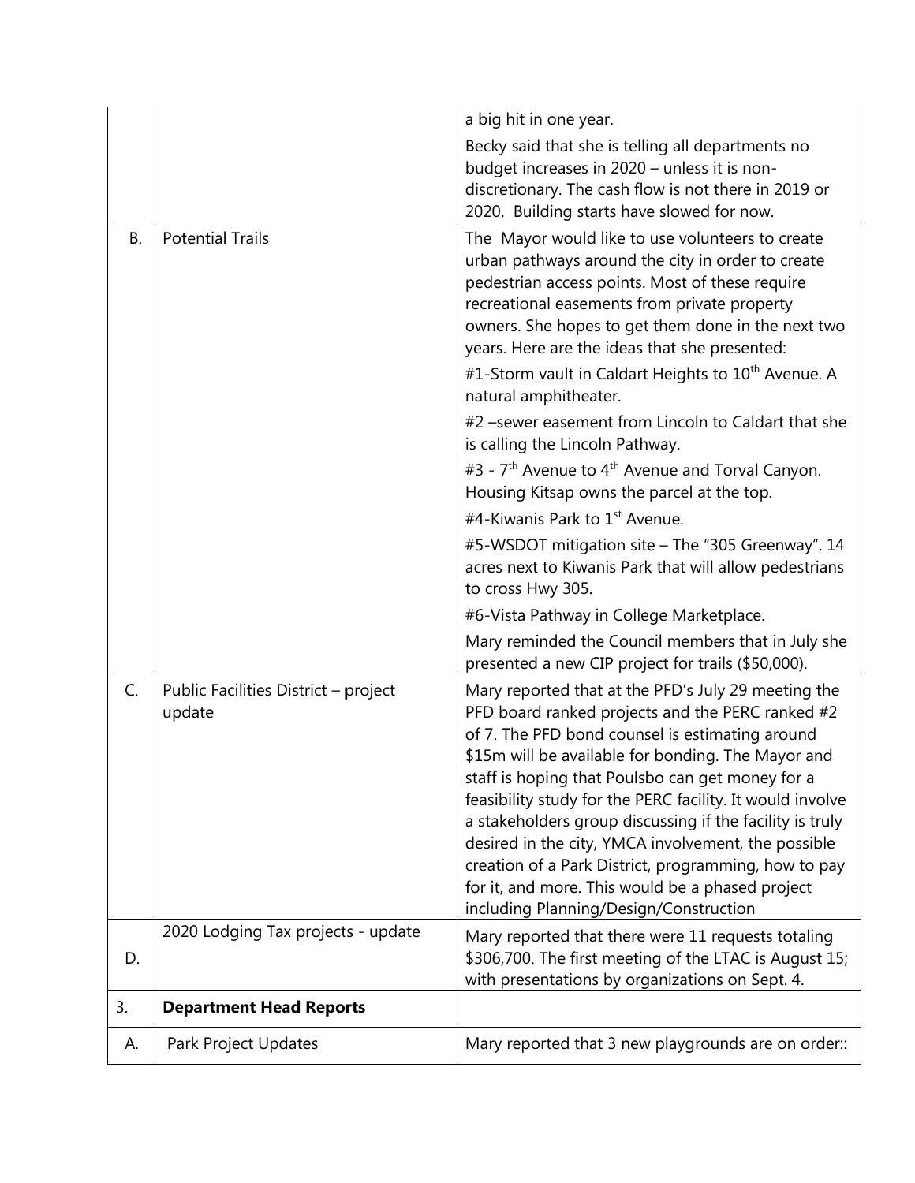| | | |
|---|---|---|
| | | a big hit in one year.<br><br>Becky said that she is telling all departments no budget increases in 2020 – unless it is non-discretionary. The cash flow is not there in 2019 or 2020. Building starts have slowed for now. |
| B. | Potential Trails | The Mayor would like to use volunteers to create urban pathways around the city in order to create pedestrian access points. Most of these require recreational easements from private property owners. She hopes to get them done in the next two years. Here are the ideas that she presented:<br><br>#1-Storm vault in Caldart Heights to 10th Avenue. A natural amphitheater.<br><br>#2 –sewer easement from Lincoln to Caldart that she is calling the Lincoln Pathway.<br><br>#3 - 7th Avenue to 4th Avenue and Torval Canyon. Housing Kitsap owns the parcel at the top.<br><br>#4-Kiwanis Park to 1st Avenue.<br><br>#5-WSDOT mitigation site – The "305 Greenway". 14 acres next to Kiwanis Park that will allow pedestrians to cross Hwy 305.<br><br>#6-Vista Pathway in College Marketplace.<br><br>Mary reminded the Council members that in July she presented a new CIP project for trails ($50,000). |
| C. | Public Facilities District – project update | Mary reported that at the PFD's July 29 meeting the PFD board ranked projects and the PERC ranked #2 of 7. The PFD bond counsel is estimating around $15m will be available for bonding. The Mayor and staff is hoping that Poulsbo can get money for a feasibility study for the PERC facility. It would involve a stakeholders group discussing if the facility is truly desired in the city, YMCA involvement, the possible creation of a Park District, programming, how to pay for it, and more. This would be a phased project including Planning/Design/Construction |
| D. | 2020 Lodging Tax projects - update | Mary reported that there were 11 requests totaling $306,700. The first meeting of the LTAC is August 15; with presentations by organizations on Sept. 4. |
| 3. | **Department Head Reports** | |
| A. | Park Project Updates | Mary reported that 3 new playgrounds are on order:: |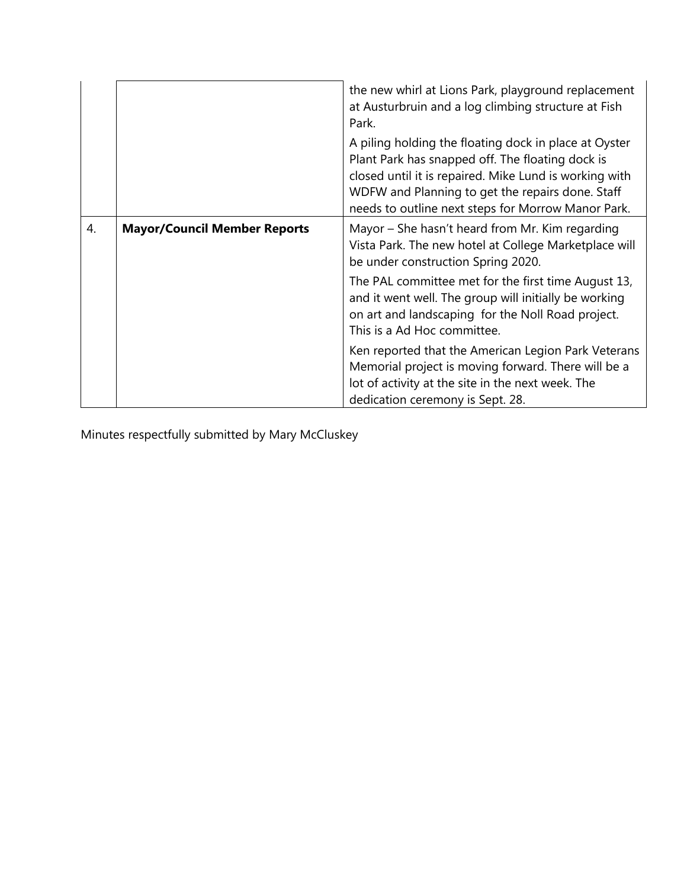| | | |
|---|---|---|
| | | the new whirl at Lions Park, playground replacement at Austurbruin and a log climbing structure at Fish Park.<br><br>A piling holding the floating dock in place at Oyster Plant Park has snapped off. The floating dock is closed until it is repaired. Mike Lund is working with WDFW and Planning to get the repairs done. Staff needs to outline next steps for Morrow Manor Park. |
| 4. | **Mayor/Council Member Reports** | Mayor – She hasn't heard from Mr. Kim regarding Vista Park. The new hotel at College Marketplace will be under construction Spring 2020.<br><br>The PAL committee met for the first time August 13, and it went well. The group will initially be working on art and landscaping for the Noll Road project. This is a Ad Hoc committee.<br><br>Ken reported that the American Legion Park Veterans Memorial project is moving forward. There will be a lot of activity at the site in the next week. The dedication ceremony is Sept. 28. |

Minutes respectfully submitted by Mary McCluskey